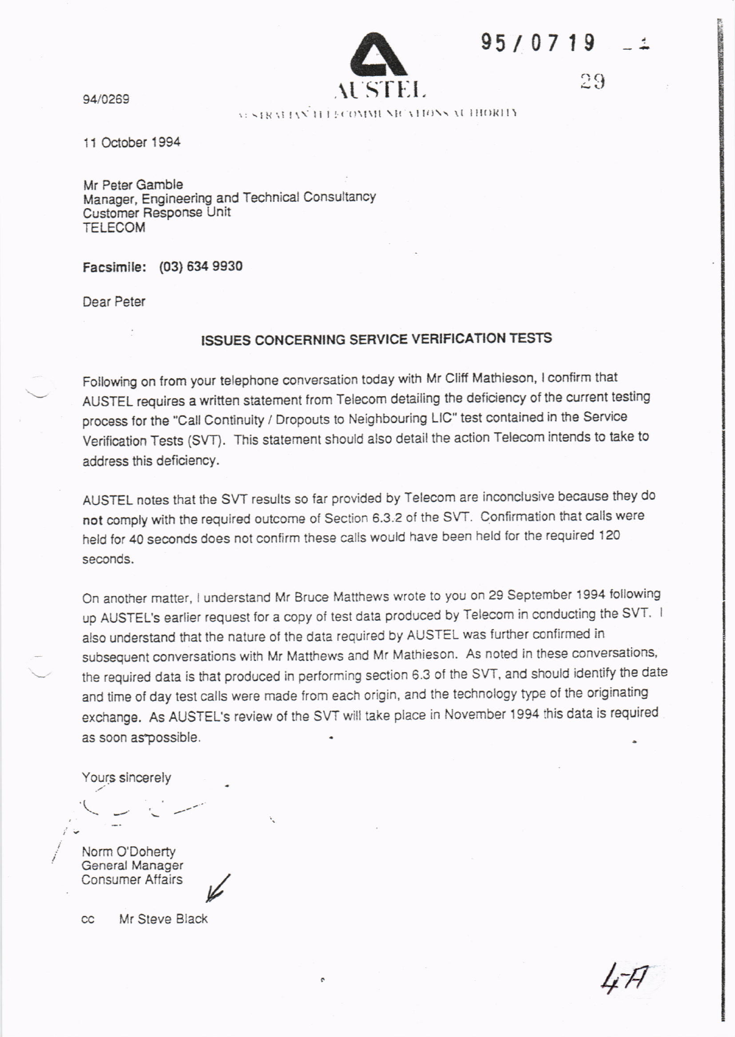95/0719 – 1

29

94/0269

**AUSTEL**

AUSTRALIAN TELECOMMUNICATIONS AUTHORITY

11 October 1994

Mr Peter Gamble
Manager, Engineering and Technical Consultancy
Customer Response Unit
TELECOM

**Facsimile: (03) 634 9930**

Dear Peter

## ISSUES CONCERNING SERVICE VERIFICATION TESTS

Following on from your telephone conversation today with Mr Cliff Mathieson, I confirm that AUSTEL requires a written statement from Telecom detailing the deficiency of the current testing process for the "Call Continuity / Dropouts to Neighbouring LIC" test contained in the Service Verification Tests (SVT). This statement should also detail the action Telecom intends to take to address this deficiency.

AUSTEL notes that the SVT results so far provided by Telecom are inconclusive because they do **not** comply with the required outcome of Section 6.3.2 of the SVT. Confirmation that calls were held for 40 seconds does not confirm these calls would have been held for the required 120 seconds.

On another matter, I understand Mr Bruce Matthews wrote to you on 29 September 1994 following up AUSTEL's earlier request for a copy of test data produced by Telecom in conducting the SVT. I also understand that the nature of the data required by AUSTEL was further confirmed in subsequent conversations with Mr Matthews and Mr Mathieson. As noted in these conversations, the required data is that produced in performing section 6.3 of the SVT, and should identify the date and time of day test calls were made from each origin, and the technology type of the originating exchange. As AUSTEL's review of the SVT will take place in November 1994 this data is required as soon as possible.

Yours sincerely

Norm O'Doherty
General Manager
Consumer Affairs

cc Mr Steve Black

4A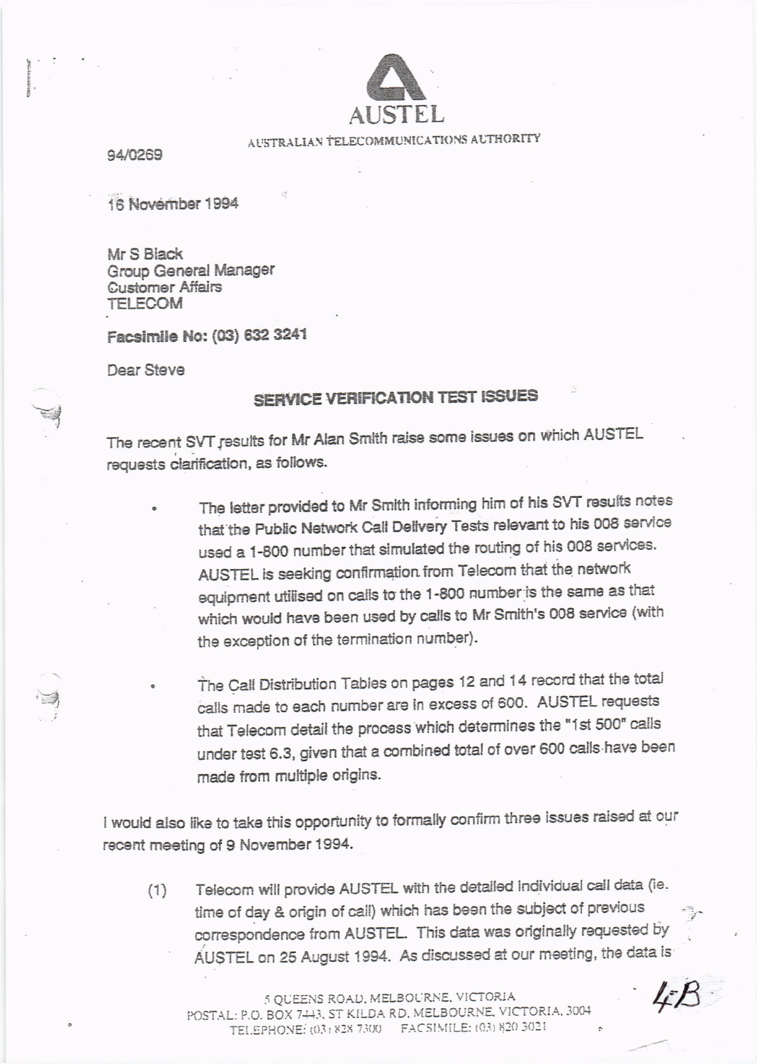AUSTEL

AUSTRALIAN TELECOMMUNICATIONS AUTHORITY

94/0269

16 November 1994

Mr S Black
Group General Manager
Customer Affairs
TELECOM

**Facsimile No: (03) 632 3241**

Dear Steve

## SERVICE VERIFICATION TEST ISSUES

The recent SVT results for Mr Alan Smith raise some issues on which AUSTEL requests clarification, as follows.

- The letter provided to Mr Smith informing him of his SVT results notes that the Public Network Call Delivery Tests relevant to his 008 service used a 1-800 number that simulated the routing of his 008 services. AUSTEL is seeking confirmation from Telecom that the network equipment utilised on calls to the 1-800 number is the same as that which would have been used by calls to Mr Smith's 008 service (with the exception of the termination number).

- The Call Distribution Tables on pages 12 and 14 record that the total calls made to each number are in excess of 600. AUSTEL requests that Telecom detail the process which determines the "1st 500" calls under test 6.3, given that a combined total of over 600 calls have been made from multiple origins.

I would also like to take this opportunity to formally confirm three issues raised at our recent meeting of 9 November 1994.

(1) Telecom will provide AUSTEL with the detailed individual call data (ie. time of day & origin of call) which has been the subject of previous correspondence from AUSTEL. This data was originally requested by AUSTEL on 25 August 1994. As discussed at our meeting, the data is

5 QUEENS ROAD, MELBOURNE, VICTORIA
POSTAL: P.O. BOX 7443, ST KILDA RD, MELBOURNE, VICTORIA, 3004
TELEPHONE: (03) 828 7300 FACSIMILE: (03) 820 3021

4B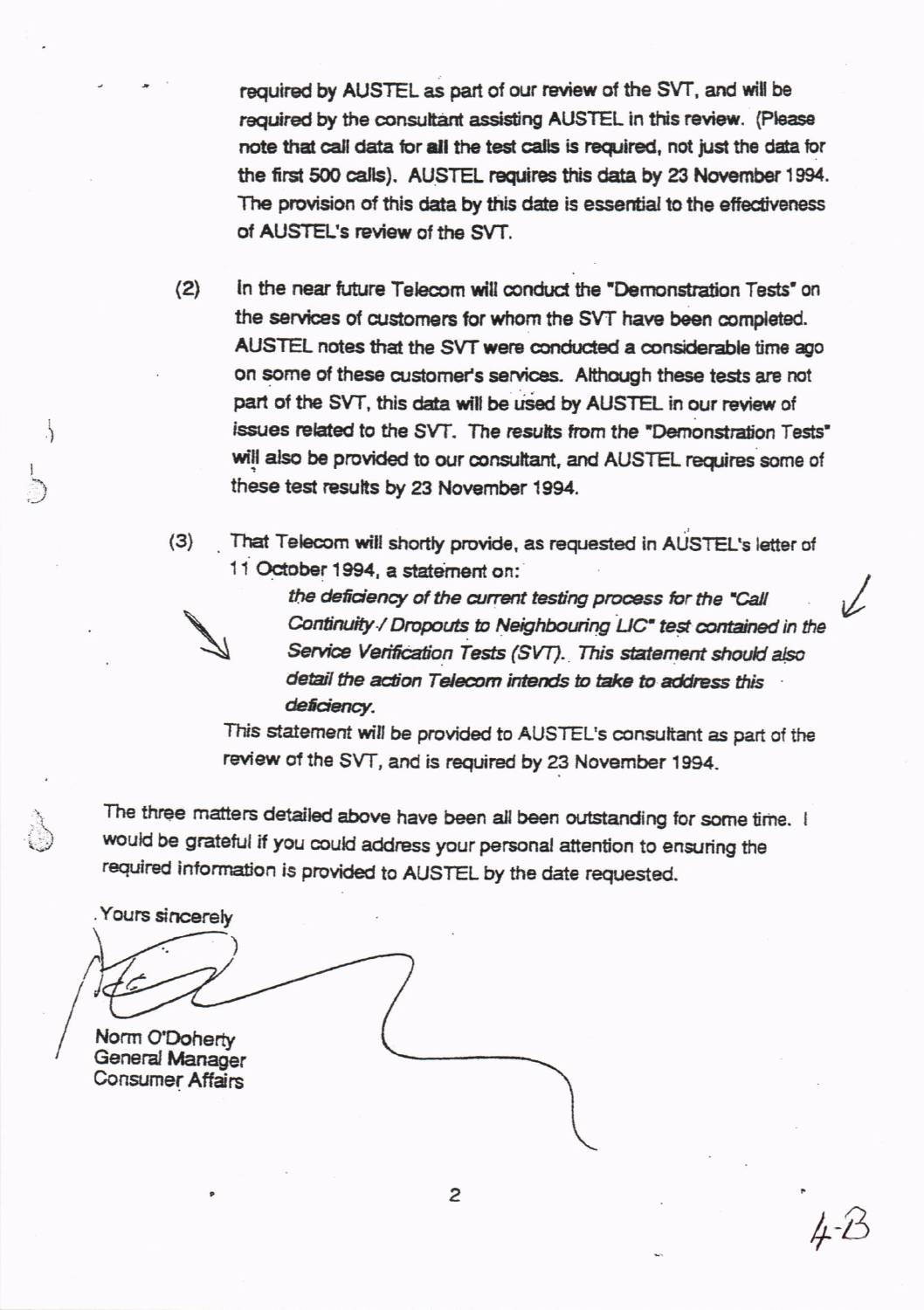required by AUSTEL as part of our review of the SVT, and will be required by the consultant assisting AUSTEL in this review. (Please note that call data for **all** the test calls is required, not just the data for the first 500 calls). AUSTEL requires this data by 23 November 1994. The provision of this data by this date is essential to the effectiveness of AUSTEL's review of the SVT.

(2) In the near future Telecom will conduct the "Demonstration Tests" on the services of customers for whom the SVT have been completed. AUSTEL notes that the SVT were conducted a considerable time ago on some of these customer's services. Although these tests are not part of the SVT, this data will be used by AUSTEL in our review of issues related to the SVT. The results from the "Demonstration Tests" will also be provided to our consultant, and AUSTEL requires some of these test results by 23 November 1994.

(3) That Telecom will shortly provide, as requested in AUSTEL's letter of 11 October 1994, a statement on:

> *the deficiency of the current testing process for the "Call Continuity / Dropouts to Neighbouring LIC" test contained in the Service Verification Tests (SVT). This statement should also detail the action Telecom intends to take to address this deficiency.*

This statement will be provided to AUSTEL's consultant as part of the review of the SVT, and is required by 23 November 1994.

The three matters detailed above have been all been outstanding for some time. I would be grateful if you could address your personal attention to ensuring the required information is provided to AUSTEL by the date requested.

Yours sincerely

Norm O'Doherty
General Manager
Consumer Affairs

4-B